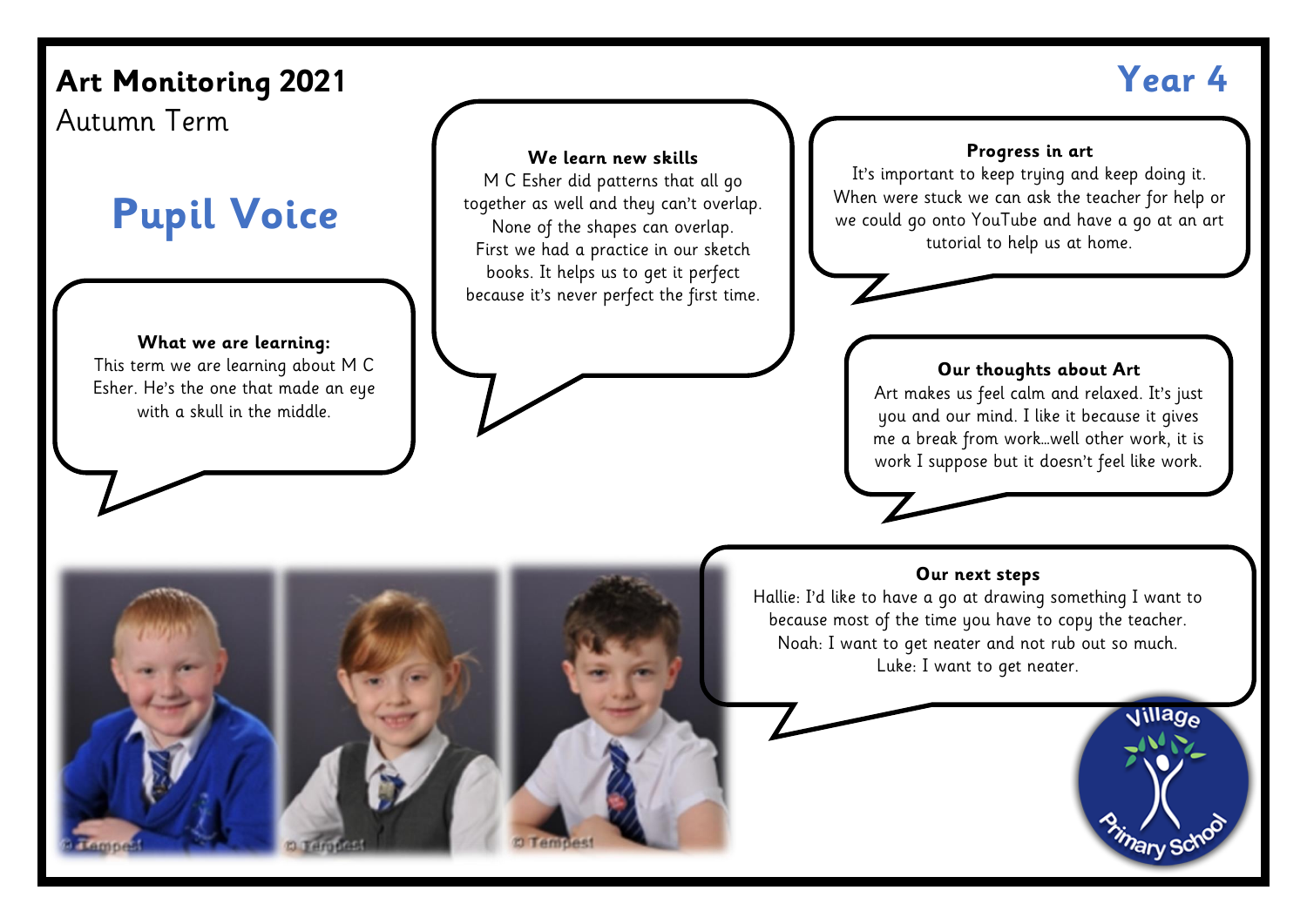# Art Monitoring 2021

Autumn Term

**Year 4**

## Pupil Voice

**What we are learning:**
This term we are learning about M C Esher. He's the one that made an eye with a skull in the middle.

**We learn new skills**
M C Esher did patterns that all go together as well and they can't overlap. None of the shapes can overlap. First we had a practice in our sketch books. It helps us to get it perfect because it's never perfect the first time.

**Progress in art**
It's important to keep trying and keep doing it. When were stuck we can ask the teacher for help or we could go onto YouTube and have a go at an art tutorial to help us at home.

**Our thoughts about Art**
Art makes us feel calm and relaxed. It's just you and our mind. I like it because it gives me a break from work…well other work, it is work I suppose but it doesn't feel like work.

**Our next steps**
Hallie: I'd like to have a go at drawing something I want to because most of the time you have to copy the teacher.
Noah: I want to get neater and not rub out so much.
Luke: I want to get neater.

Village Primary School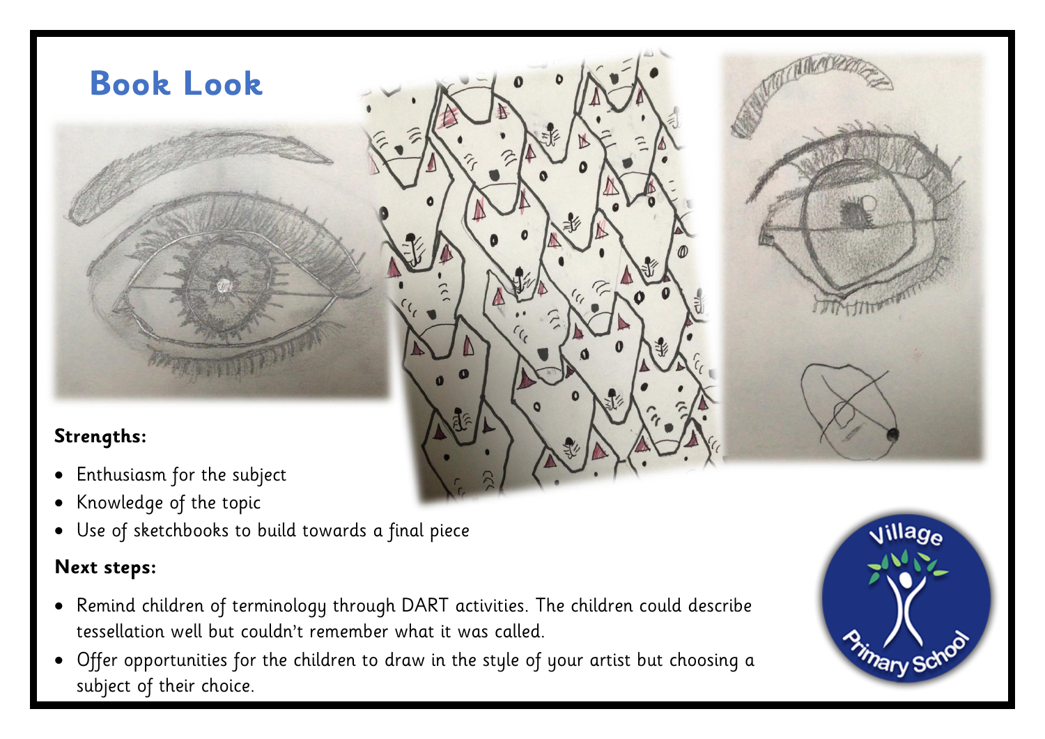# Book Look

**Strengths:**

- Enthusiasm for the subject
- Knowledge of the topic
- Use of sketchbooks to build towards a final piece

**Next steps:**

- Remind children of terminology through DART activities. The children could describe tessellation well but couldn't remember what it was called.
- Offer opportunities for the children to draw in the style of your artist but choosing a subject of their choice.